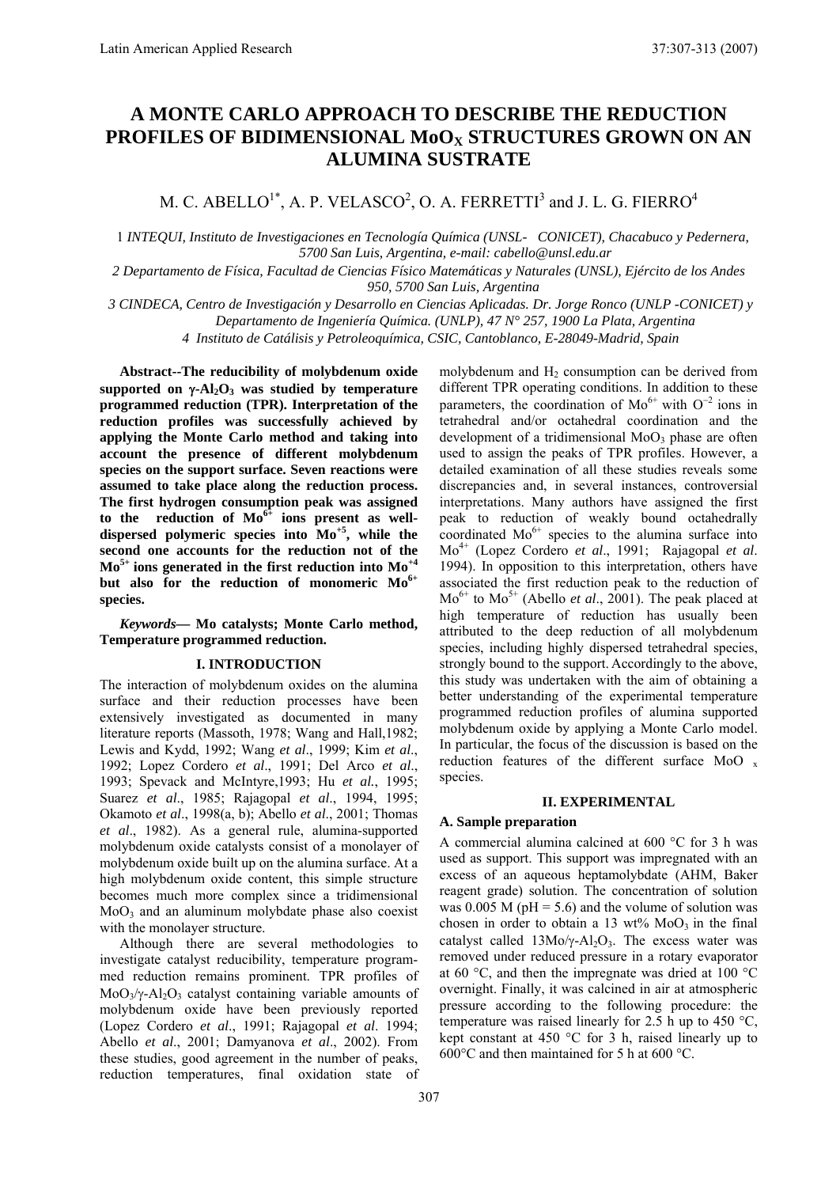# A MONTE CARLO APPROACH TO DESCRIBE THE REDUCTION PROFILES OF BIDIMENSIONAL $MoO_X$ STRUCTURES GROWN ON AN ALUMINA SUSTRATE

M. C. ABELLO[1*], A. P. VELASCO[2], O. A. FERRETTI[3] and J. L. G. FIERRO[4]

1 *INTEQUI, Instituto de Investigaciones en Tecnología Química (UNSL- CONICET), Chacabuco y Pedernera, 5700 San Luis, Argentina, e-mail: cabello@unsl.edu.ar*

2 *Departamento de Física, Facultad de Ciencias Físico Matemáticas y Naturales (UNSL), Ejército de los Andes 950, 5700 San Luis, Argentina*

3 *CINDECA, Centro de Investigación y Desarrollo en Ciencias Aplicadas. Dr. Jorge Ronco (UNLP -CONICET) y Departamento de Ingeniería Química. (UNLP), 47 N° 257, 1900 La Plata, Argentina*

4 *Instituto de Catálisis y Petroleoquímica, CSIC, Cantoblanco, E-28049-Madrid, Spain*

**Abstract--The reducibility of molybdenum oxide supported on $\gamma$-$Al_2O_3$ was studied by temperature programmed reduction (TPR). Interpretation of the reduction profiles was successfully achieved by applying the Monte Carlo method and taking into account the presence of different molybdenum species on the support surface. Seven reactions were assumed to take place along the reduction process. The first hydrogen consumption peak was assigned to the reduction of $Mo^{6+}$ ions present as well-dispersed polymeric species into $Mo^{+5}$, while the second one accounts for the reduction not of the $Mo^{5+}$ ions generated in the first reduction into $Mo^{+4}$ but also for the reduction of monomeric $Mo^{6+}$ species.**

***Keywords*— Mo catalysts; Monte Carlo method, Temperature programmed reduction.**

## I. INTRODUCTION

The interaction of molybdenum oxides on the alumina surface and their reduction processes have been extensively investigated as documented in many literature reports (Massoth, 1978; Wang and Hall,1982; Lewis and Kydd, 1992; Wang *et al*., 1999; Kim *et al*., 1992; Lopez Cordero *et al*., 1991; Del Arco *et al*., 1993; Spevack and McIntyre,1993; Hu *et al.*, 1995; Suarez *et al*., 1985; Rajagopal *et al*., 1994, 1995; Okamoto *et al*., 1998(a, b); Abello *et al*., 2001; Thomas *et al*., 1982). As a general rule, alumina-supported molybdenum oxide catalysts consist of a monolayer of molybdenum oxide built up on the alumina surface. At a high molybdenum oxide content, this simple structure becomes much more complex since a tridimensional $MoO_3$ and an aluminum molybdate phase also coexist with the monolayer structure.

Although there are several methodologies to investigate catalyst reducibility, temperature programmed reduction remains prominent. TPR profiles of $MoO_3$/$\gamma$-$Al_2O_3$ catalyst containing variable amounts of molybdenum oxide have been previously reported (Lopez Cordero *et al*., 1991; Rajagopal *et al*. 1994; Abello *et al*., 2001; Damyanova *et al*., 2002). From these studies, good agreement in the number of peaks, reduction temperatures, final oxidation state of molybdenum and $H_2$ consumption can be derived from different TPR operating conditions. In addition to these parameters, the coordination of $Mo^{6+}$ with $O^{-2}$ ions in tetrahedral and/or octahedral coordination and the development of a tridimensional $MoO_3$ phase are often used to assign the peaks of TPR profiles. However, a detailed examination of all these studies reveals some discrepancies and, in several instances, controversial interpretations. Many authors have assigned the first peak to reduction of weakly bound octahedrally coordinated $Mo^{6+}$ species to the alumina surface into $Mo^{4+}$ (Lopez Cordero *et al*., 1991; Rajagopal *et al*. 1994). In opposition to this interpretation, others have associated the first reduction peak to the reduction of $Mo^{6+}$ to $Mo^{5+}$ (Abello *et al*., 2001). The peak placed at high temperature of reduction has usually been attributed to the deep reduction of all molybdenum species, including highly dispersed tetrahedral species, strongly bound to the support. Accordingly to the above, this study was undertaken with the aim of obtaining a better understanding of the experimental temperature programmed reduction profiles of alumina supported molybdenum oxide by applying a Monte Carlo model. In particular, the focus of the discussion is based on the reduction features of the different surface $MoO_x$ species.

## II. EXPERIMENTAL

### A. Sample preparation

A commercial alumina calcined at 600 °C for 3 h was used as support. This support was impregnated with an excess of an aqueous heptamolybdate (AHM, Baker reagent grade) solution. The concentration of solution was 0.005 M (pH = 5.6) and the volume of solution was chosen in order to obtain a 13 wt% $MoO_3$ in the final catalyst called 13Mo/$\gamma$-$Al_2O_3$. The excess water was removed under reduced pressure in a rotary evaporator at 60 °C, and then the impregnate was dried at 100 °C overnight. Finally, it was calcined in air at atmospheric pressure according to the following procedure: the temperature was raised linearly for 2.5 h up to 450 °C, kept constant at 450 °C for 3 h, raised linearly up to 600°C and then maintained for 5 h at 600 °C.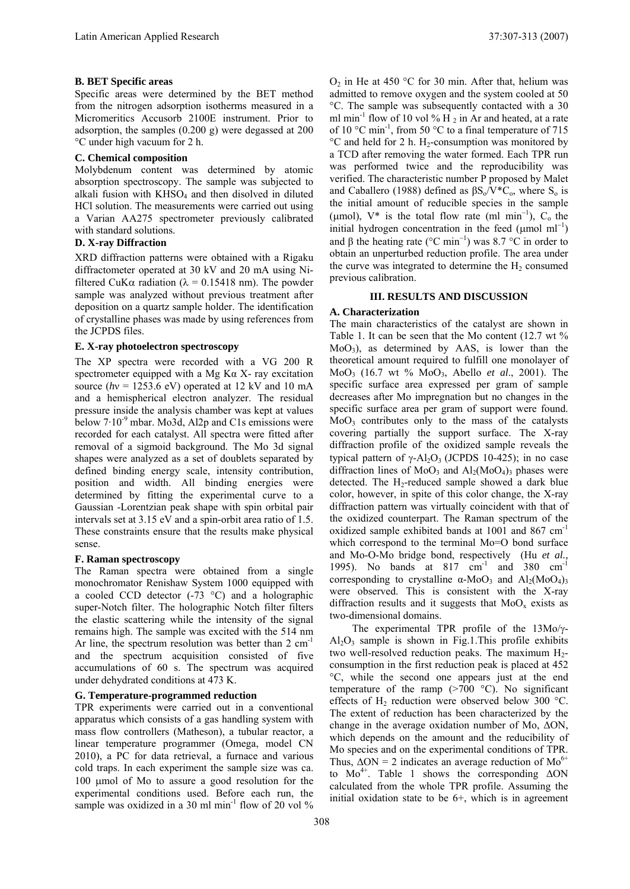### B. BET Specific areas

Specific areas were determined by the BET method from the nitrogen adsorption isotherms measured in a Micromeritics Accusorb 2100E instrument. Prior to adsorption, the samples (0.200 g) were degassed at 200 °C under high vacuum for 2 h.

### C. Chemical composition

Molybdenum content was determined by atomic absorption spectroscopy. The sample was subjected to alkali fusion with $KHSO_4$ and then disolved in diluted HCl solution. The measurements were carried out using a Varian AA275 spectrometer previously calibrated with standard solutions.

### D. X-ray Diffraction

XRD diffraction patterns were obtained with a Rigaku diffractometer operated at 30 kV and 20 mA using Ni-filtered CuKα radiation (λ = 0.15418 nm). The powder sample was analyzed without previous treatment after deposition on a quartz sample holder. The identification of crystalline phases was made by using references from the JCPDS files.

### E. X-ray photoelectron spectroscopy

The XP spectra were recorded with a VG 200 R spectrometer equipped with a Mg Kα X- ray excitation source ($h\nu$ = 1253.6 eV) operated at 12 kV and 10 mA and a hemispherical electron analyzer. The residual pressure inside the analysis chamber was kept at values below $7 \cdot 10^{-9}$ mbar. Mo3d, Al2p and C1s emissions were recorded for each catalyst. All spectra were fitted after removal of a sigmoid background. The Mo 3d signal shapes were analyzed as a set of doublets separated by defined binding energy scale, intensity contribution, position and width. All binding energies were determined by fitting the experimental curve to a Gaussian -Lorentzian peak shape with spin orbital pair intervals set at 3.15 eV and a spin-orbit area ratio of 1.5. These constraints ensure that the results make physical sense.

### F. Raman spectroscopy

The Raman spectra were obtained from a single monochromator Renishaw System 1000 equipped with a cooled CCD detector (-73 °C) and a holographic super-Notch filter. The holographic Notch filter filters the elastic scattering while the intensity of the signal remains high. The sample was excited with the 514 nm Ar line, the spectrum resolution was better than 2 $cm^{-1}$ and the spectrum acquisition consisted of five accumulations of 60 s. The spectrum was acquired under dehydrated conditions at 473 K.

### G. Temperature-programmed reduction

TPR experiments were carried out in a conventional apparatus which consists of a gas handling system with mass flow controllers (Matheson), a tubular reactor, a linear temperature programmer (Omega, model CN 2010), a PC for data retrieval, a furnace and various cold traps. In each experiment the sample size was ca. 100 μmol of Mo to assure a good resolution for the experimental conditions used. Before each run, the sample was oxidized in a 30 ml $min^{-1}$ flow of 20 vol % $O_2$ in He at 450 °C for 30 min. After that, helium was admitted to remove oxygen and the system cooled at 50 °C. The sample was subsequently contacted with a 30 ml $min^{-1}$ flow of 10 vol % $H_2$ in Ar and heated, at a rate of 10 °C $min^{-1}$, from 50 °C to a final temperature of 715 °C and held for 2 h. $H_2$-consumption was monitored by a TCD after removing the water formed. Each TPR run was performed twice and the reproducibility was verified. The characteristic number P proposed by Malet and Caballero (1988) defined as $\beta S_o/V^*C_o$, where $S_o$ is the initial amount of reducible species in the sample (μmol), V* is the total flow rate (ml $min^{-1}$), $C_o$ the initial hydrogen concentration in the feed (μmol $ml^{-1}$) and β the heating rate (°C $min^{-1}$) was 8.7 °C in order to obtain an unperturbed reduction profile. The area under the curve was integrated to determine the $H_2$ consumed previous calibration.

## III. RESULTS AND DISCUSSION

### A. Characterization

The main characteristics of the catalyst are shown in Table 1. It can be seen that the Mo content (12.7 wt % $MoO_3$), as determined by AAS, is lower than the theoretical amount required to fulfill one monolayer of $MoO_3$ (16.7 wt % $MoO_3$, Abello *et al*., 2001). The specific surface area expressed per gram of sample decreases after Mo impregnation but no changes in the specific surface area per gram of support were found. $MoO_3$ contributes only to the mass of the catalysts covering partially the support surface. The X-ray diffraction profile of the oxidized sample reveals the typical pattern of $\gamma$-$Al_2O_3$ (JCPDS 10-425); in no case diffraction lines of $MoO_3$ and $Al_2(MoO_4)_3$ phases were detected. The $H_2$-reduced sample showed a dark blue color, however, in spite of this color change, the X-ray diffraction pattern was virtually coincident with that of the oxidized counterpart. The Raman spectrum of the oxidized sample exhibited bands at 1001 and 867 $cm^{-1}$ which correspond to the terminal Mo=O bond surface and Mo-O-Mo bridge bond, respectively (Hu *et al.*, 1995). No bands at 817 $cm^{-1}$ and 380 $cm^{-1}$ corresponding to crystalline $\alpha$-$MoO_3$ and $Al_2(MoO_4)_3$ were observed. This is consistent with the X-ray diffraction results and it suggests that $MoO_x$ exists as two-dimensional domains.

The experimental TPR profile of the 13Mo/$\gamma$-$Al_2O_3$ sample is shown in Fig.1.This profile exhibits two well-resolved reduction peaks. The maximum $H_2$-consumption in the first reduction peak is placed at 452 °C, while the second one appears just at the end temperature of the ramp (>700 °C). No significant effects of $H_2$ reduction were observed below 300 °C. The extent of reduction has been characterized by the change in the average oxidation number of Mo, ΔON, which depends on the amount and the reducibility of Mo species and on the experimental conditions of TPR. Thus, ΔON = 2 indicates an average reduction of $Mo^{6+}$ to $Mo^{4+}$. Table 1 shows the corresponding ΔON calculated from the whole TPR profile. Assuming the initial oxidation state to be 6+, which is in agreement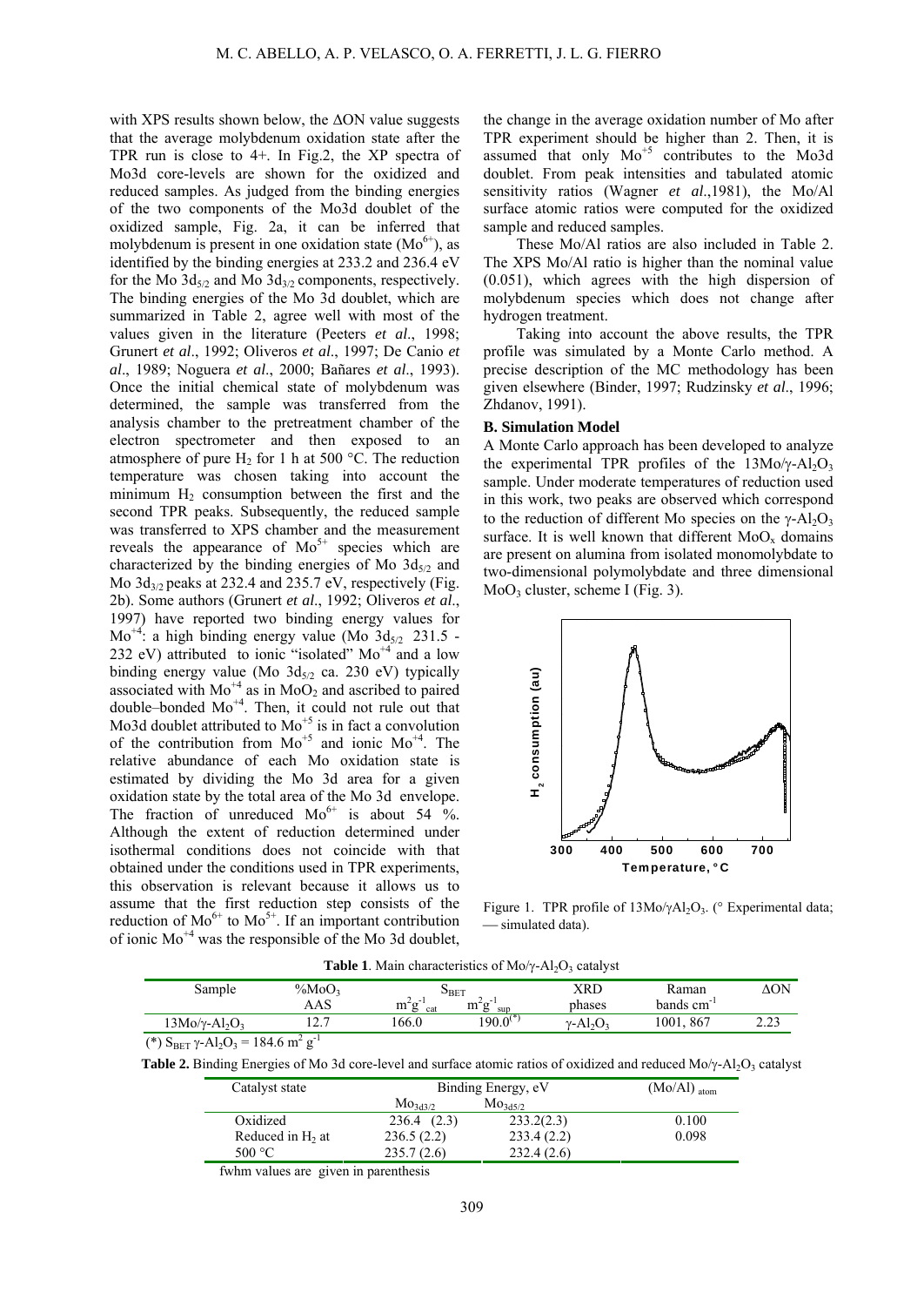with XPS results shown below, the ΔON value suggests that the average molybdenum oxidation state after the TPR run is close to 4+. In Fig.2, the XP spectra of Mo3d core-levels are shown for the oxidized and reduced samples. As judged from the binding energies of the two components of the Mo3d doublet of the oxidized sample, Fig. 2a, it can be inferred that molybdenum is present in one oxidation state ($Mo^{6+}$), as identified by the binding energies at 233.2 and 236.4 eV for the Mo $3d_{5/2}$ and Mo $3d_{3/2}$ components, respectively. The binding energies of the Mo 3d doublet, which are summarized in Table 2, agree well with most of the values given in the literature (Peeters *et al*., 1998; Grunert *et al*., 1992; Oliveros *et al*., 1997; De Canio *et al*., 1989; Noguera *et al*., 2000; Bañares *et al*., 1993). Once the initial chemical state of molybdenum was determined, the sample was transferred from the analysis chamber to the pretreatment chamber of the electron spectrometer and then exposed to an atmosphere of pure $H_2$ for 1 h at 500 °C. The reduction temperature was chosen taking into account the minimum $H_2$ consumption between the first and the second TPR peaks. Subsequently, the reduced sample was transferred to XPS chamber and the measurement reveals the appearance of $Mo^{5+}$ species which are characterized by the binding energies of Mo $3d_{5/2}$ and Mo $3d_{3/2}$ peaks at 232.4 and 235.7 eV, respectively (Fig. 2b). Some authors (Grunert *et al*., 1992; Oliveros *et al*., 1997) have reported two binding energy values for $Mo^{+4}$: a high binding energy value (Mo $3d_{5/2}$ 231.5 - 232 eV) attributed to ionic "isolated" $Mo^{+4}$ and a low binding energy value (Mo $3d_{5/2}$ ca. 230 eV) typically associated with $Mo^{+4}$ as in $MoO_2$ and ascribed to paired double–bonded $Mo^{+4}$. Then, it could not rule out that Mo3d doublet attributed to $Mo^{+5}$ is in fact a convolution of the contribution from $Mo^{+5}$ and ionic $Mo^{+4}$. The relative abundance of each Mo oxidation state is estimated by dividing the Mo 3d area for a given oxidation state by the total area of the Mo 3d envelope. The fraction of unreduced $Mo^{6+}$ is about 54 %. Although the extent of reduction determined under isothermal conditions does not coincide with that obtained under the conditions used in TPR experiments, this observation is relevant because it allows us to assume that the first reduction step consists of the reduction of $Mo^{6+}$ to $Mo^{5+}$. If an important contribution of ionic $Mo^{+4}$ was the responsible of the Mo 3d doublet, the change in the average oxidation number of Mo after TPR experiment should be higher than 2. Then, it is assumed that only $Mo^{+5}$ contributes to the Mo3d doublet. From peak intensities and tabulated atomic sensitivity ratios (Wagner *et al*.,1981), the Mo/Al surface atomic ratios were computed for the oxidized sample and reduced samples.

These Mo/Al ratios are also included in Table 2. The XPS Mo/Al ratio is higher than the nominal value (0.051), which agrees with the high dispersion of molybdenum species which does not change after hydrogen treatment.

Taking into account the above results, the TPR profile was simulated by a Monte Carlo method. A precise description of the MC methodology has been given elsewhere (Binder, 1997; Rudzinsky *et al*., 1996; Zhdanov, 1991).

## B. Simulation Model

A Monte Carlo approach has been developed to analyze the experimental TPR profiles of the $13Mo/\gamma\text{-}Al_2O_3$ sample. Under moderate temperatures of reduction used in this work, two peaks are observed which correspond to the reduction of different Mo species on the $\gamma\text{-}Al_2O_3$ surface. It is well known that different $MoO_x$ domains are present on alumina from isolated monomolybdate to two-dimensional polymolybdate and three dimensional $MoO_3$ cluster, scheme I (Fig. 3).

Figure 1. TPR profile of $13Mo/\gamma Al_2O_3$. (° Experimental data; — simulated data).

**Table 1**. Main characteristics of $Mo/\gamma\text{-}Al_2O_3$ catalyst

| Sample | %$MoO_3$ AAS | $S_{BET}$ $m^2g^{-1}_{cat}$ | $S_{BET}$ $m^2g^{-1}_{sup}$ | XRD phases | Raman bands $cm^{-1}$ | ΔON |
|---|---|---|---|---|---|---|
| $13Mo/\gamma\text{-}Al_2O_3$ | 12.7 | 166.0 | 190.0(*) | $\gamma\text{-}Al_2O_3$ | 1001, 867 | 2.23 |

(*) $S_{BET}$ $\gamma\text{-}Al_2O_3$ = 184.6 $m^2 g^{-1}$

**Table 2.** Binding Energies of Mo 3d core-level and surface atomic ratios of oxidized and reduced $Mo/\gamma\text{-}Al_2O_3$ catalyst

| Catalyst state | Binding Energy, eV $Mo_{3d3/2}$ | Binding Energy, eV $Mo_{3d5/2}$ | $(Mo/Al)_{atom}$ |
|---|---|---|---|
| Oxidized | 236.4 (2.3) | 233.2(2.3) | 0.100 |
| Reduced in $H_2$ at 500 °C | 236.5 (2.2) | 233.4 (2.2) | 0.098 |
| | 235.7 (2.6) | 232.4 (2.6) | |

fwhm values are given in parenthesis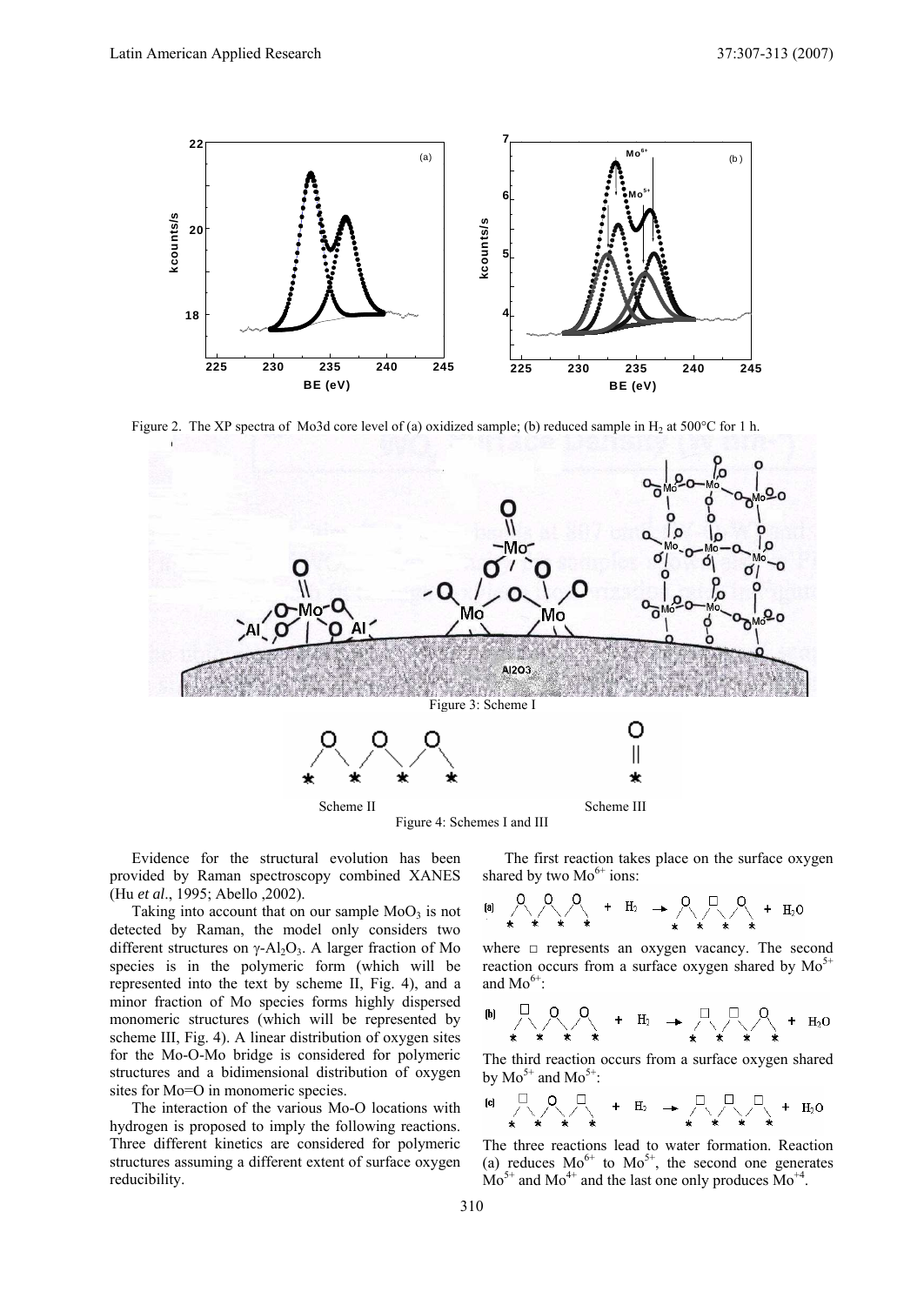Figure 2. The XP spectra of Mo3d core level of (a) oxidized sample; (b) reduced sample in $H_2$ at 500°C for 1 h.

Figure 3: Scheme I

Scheme II

Scheme III

Figure 4: Schemes I and III

Evidence for the structural evolution has been provided by Raman spectroscopy combined XANES (Hu *et al*., 1995; Abello ,2002).

Taking into account that on our sample $MoO_3$ is not detected by Raman, the model only considers two different structures on $\gamma$-$Al_2O_3$. A larger fraction of Mo species is in the polymeric form (which will be represented into the text by scheme II, Fig. 4), and a minor fraction of Mo species forms highly dispersed monomeric structures (which will be represented by scheme III, Fig. 4). A linear distribution of oxygen sites for the Mo-O-Mo bridge is considered for polymeric structures and a bidimensional distribution of oxygen sites for Mo=O in monomeric species.

The interaction of the various Mo-O locations with hydrogen is proposed to imply the following reactions. Three different kinetics are considered for polymeric structures assuming a different extent of surface oxygen reducibility.

The first reaction takes place on the surface oxygen shared by two $Mo^{6+}$ ions:

(a) O O O + $H_2$ → O □ O + $H_2O$

where □ represents an oxygen vacancy. The second reaction occurs from a surface oxygen shared by $Mo^{5+}$ and $Mo^{6+}$:

(b) □ O O + $H_2$ → □ □ O + $H_2O$

The third reaction occurs from a surface oxygen shared by $Mo^{5+}$ and $Mo^{5+}$:

(c) □ O □ + $H_2$ → □ □ □ + $H_2O$

The three reactions lead to water formation. Reaction (a) reduces $Mo^{6+}$ to $Mo^{5+}$, the second one generates $Mo^{5+}$ and $Mo^{4+}$ and the last one only produces $Mo^{+4}$.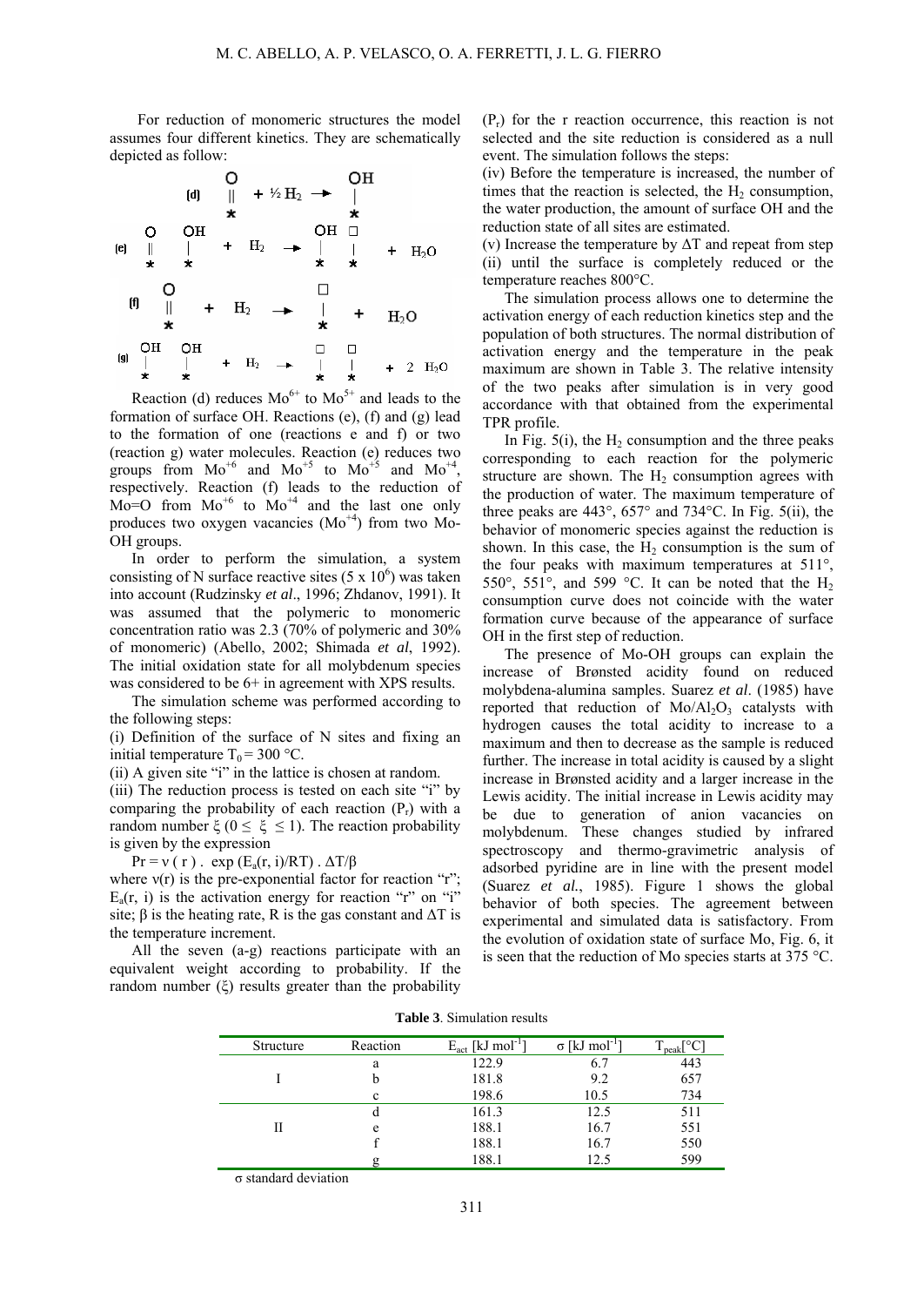For reduction of monomeric structures the model assumes four different kinetics. They are schematically depicted as follow:

$$\text{(d)}\quad \underset{*}{\overset{O}{||}} + \tfrac{1}{2}H_2 \rightarrow \underset{*}{\overset{OH}{|}}$$

$$\text{(e)}\quad \underset{*}{\overset{O}{||}}\;\; \underset{*}{\overset{OH}{|}} + H_2 \rightarrow \underset{*}{\overset{OH}{|}}\;\; \underset{*}{\overset{\square}{|}} + H_2O$$

$$\text{(f)}\quad \underset{*}{\overset{O}{||}} + H_2 \rightarrow \underset{*}{\overset{\square}{|}} + H_2O$$

$$\text{(g)}\quad \underset{*}{\overset{OH}{|}}\;\; \underset{*}{\overset{OH}{|}} + H_2 \rightarrow \underset{*}{\overset{\square}{|}}\;\; \underset{*}{\overset{\square}{|}} + 2\ H_2O$$

Reaction (d) reduces $Mo^{6+}$ to $Mo^{5+}$ and leads to the formation of surface OH. Reactions (e), (f) and (g) lead to the formation of one (reactions e and f) or two (reaction g) water molecules. Reaction (e) reduces two groups from $Mo^{+6}$ and $Mo^{+5}$ to $Mo^{+5}$ and $Mo^{+4}$, respectively. Reaction (f) leads to the reduction of Mo=O from $Mo^{+6}$ to $Mo^{+4}$ and the last one only produces two oxygen vacancies ($Mo^{+4}$) from two Mo-OH groups.

In order to perform the simulation, a system consisting of N surface reactive sites ($5 \times 10^6$) was taken into account (Rudzinsky *et al*., 1996; Zhdanov, 1991). It was assumed that the polymeric to monomeric concentration ratio was 2.3 (70% of polymeric and 30% of monomeric) (Abello, 2002; Shimada *et al*, 1992). The initial oxidation state for all molybdenum species was considered to be 6+ in agreement with XPS results.

The simulation scheme was performed according to the following steps:

(i) Definition of the surface of N sites and fixing an initial temperature $T_0 = 300$ °C.

(ii) A given site "i" in the lattice is chosen at random.

(iii) The reduction process is tested on each site "i" by comparing the probability of each reaction ($P_r$) with a random number $\xi$ ($0 \leq \xi \leq 1$). The reaction probability is given by the expression

$$Pr = \nu(r) \,.\, \exp(E_a(r, i)/RT) \,.\, \Delta T/\beta$$

where $\nu(r)$ is the pre-exponential factor for reaction "r"; $E_a(r, i)$ is the activation energy for reaction "r" on "i" site; $\beta$ is the heating rate, R is the gas constant and $\Delta T$ is the temperature increment.

All the seven (a-g) reactions participate with an equivalent weight according to probability. If the random number ($\xi$) results greater than the probability ($P_r$) for the r reaction occurrence, this reaction is not selected and the site reduction is considered as a null event. The simulation follows the steps:

(iv) Before the temperature is increased, the number of times that the reaction is selected, the $H_2$ consumption, the water production, the amount of surface OH and the reduction state of all sites are estimated.

(v) Increase the temperature by $\Delta T$ and repeat from step (ii) until the surface is completely reduced or the temperature reaches 800°C.

The simulation process allows one to determine the activation energy of each reduction kinetics step and the population of both structures. The normal distribution of activation energy and the temperature in the peak maximum are shown in Table 3. The relative intensity of the two peaks after simulation is in very good accordance with that obtained from the experimental TPR profile.

In Fig. 5(i), the $H_2$ consumption and the three peaks corresponding to each reaction for the polymeric structure are shown. The $H_2$ consumption agrees with the production of water. The maximum temperature of three peaks are 443°, 657° and 734°C. In Fig. 5(ii), the behavior of monomeric species against the reduction is shown. In this case, the $H_2$ consumption is the sum of the four peaks with maximum temperatures at 511°, 550°, 551°, and 599 °C. It can be noted that the $H_2$ consumption curve does not coincide with the water formation curve because of the appearance of surface OH in the first step of reduction.

The presence of Mo-OH groups can explain the increase of Brønsted acidity found on reduced molybdena-alumina samples. Suarez *et al*. (1985) have reported that reduction of $Mo/Al_2O_3$ catalysts with hydrogen causes the total acidity to increase to a maximum and then to decrease as the sample is reduced further. The increase in total acidity is caused by a slight increase in Brønsted acidity and a larger increase in the Lewis acidity. The initial increase in Lewis acidity may be due to generation of anion vacancies on molybdenum. These changes studied by infrared spectroscopy and thermo-gravimetric analysis of adsorbed pyridine are in line with the present model (Suarez *et al.*, 1985). Figure 1 shows the global behavior of both species. The agreement between experimental and simulated data is satisfactory. From the evolution of oxidation state of surface Mo, Fig. 6, it is seen that the reduction of Mo species starts at 375 °C.

**Table 3**. Simulation results

| Structure | Reaction | $E_{act}$ [kJ mol$^{-1}$] | $\sigma$ [kJ mol$^{-1}$] | $T_{peak}$[°C] |
|---|---|---|---|---|
| | a | 122.9 | 6.7 | 443 |
| I | b | 181.8 | 9.2 | 657 |
| | c | 198.6 | 10.5 | 734 |
| | d | 161.3 | 12.5 | 511 |
| II | e | 188.1 | 16.7 | 551 |
| | f | 188.1 | 16.7 | 550 |
| | g | 188.1 | 12.5 | 599 |

$\sigma$ standard deviation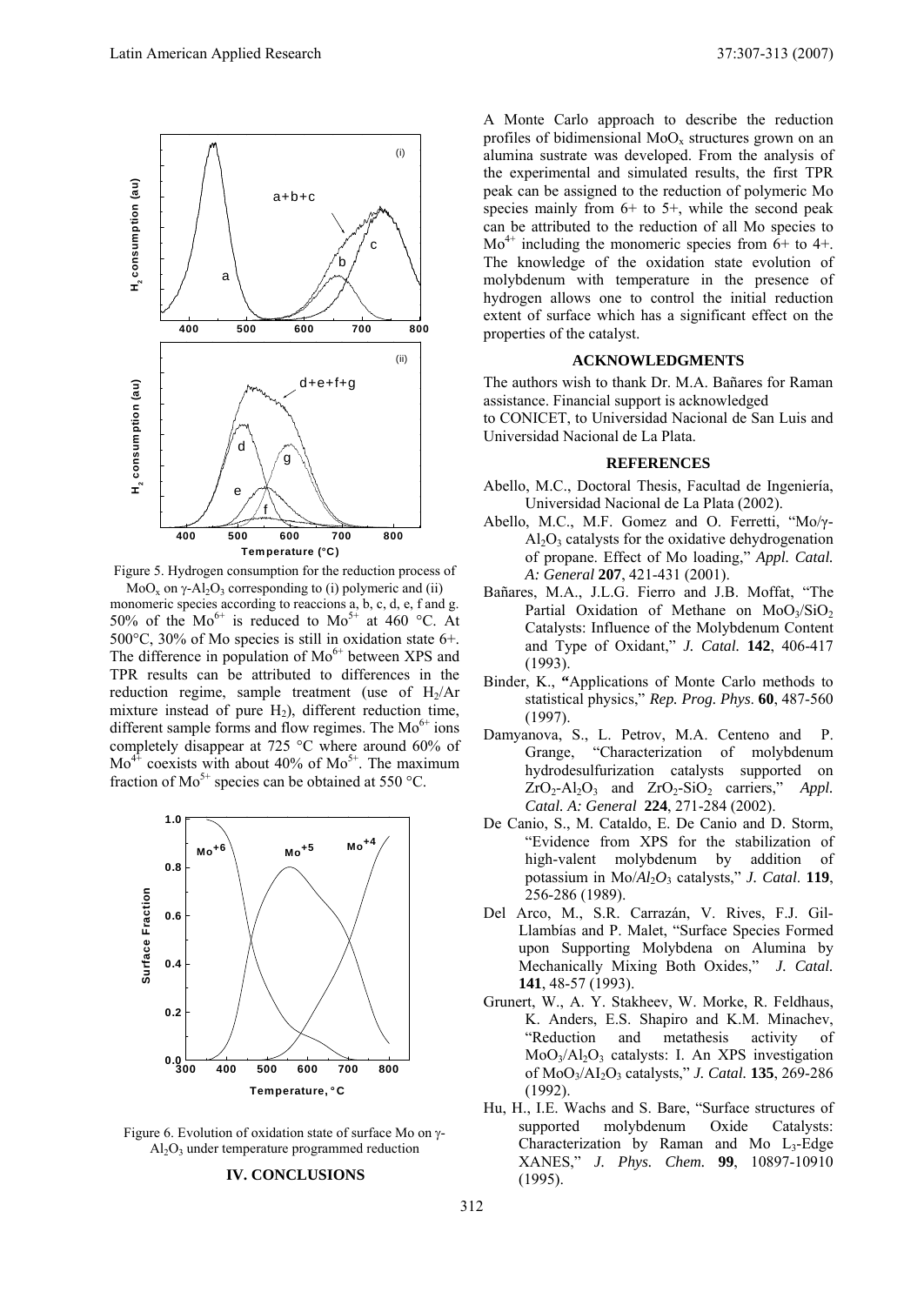Figure 5. Hydrogen consumption for the reduction process of $MoO_x$ on $\gamma$-$Al_2O_3$ corresponding to (i) polymeric and (ii) monomeric species according to reaccions a, b, c, d, e, f and g.

50% of the $Mo^{6+}$ is reduced to $Mo^{5+}$ at 460 °C. At 500°C, 30% of Mo species is still in oxidation state 6+. The difference in population of $Mo^{6+}$ between XPS and TPR results can be attributed to differences in the reduction regime, sample treatment (use of $H_2$/Ar mixture instead of pure $H_2$), different reduction time, different sample forms and flow regimes. The $Mo^{6+}$ ions completely disappear at 725 °C where around 60% of $Mo^{4+}$ coexists with about 40% of $Mo^{5+}$. The maximum fraction of $Mo^{5+}$ species can be obtained at 550 °C.

Figure 6. Evolution of oxidation state of surface Mo on $\gamma$-$Al_2O_3$ under temperature programmed reduction

## IV. CONCLUSIONS

A Monte Carlo approach to describe the reduction profiles of bidimensional $MoO_x$ structures grown on an alumina sustrate was developed. From the analysis of the experimental and simulated results, the first TPR peak can be assigned to the reduction of polymeric Mo species mainly from 6+ to 5+, while the second peak can be attributed to the reduction of all Mo species to $Mo^{4+}$ including the monomeric species from 6+ to 4+. The knowledge of the oxidation state evolution of molybdenum with temperature in the presence of hydrogen allows one to control the initial reduction extent of surface which has a significant effect on the properties of the catalyst.

## ACKNOWLEDGMENTS

The authors wish to thank Dr. M.A. Bañares for Raman assistance. Financial support is acknowledged to CONICET, to Universidad Nacional de San Luis and Universidad Nacional de La Plata.

## REFERENCES

Abello, M.C., Doctoral Thesis, Facultad de Ingeniería, Universidad Nacional de La Plata (2002).

Abello, M.C., M.F. Gomez and O. Ferretti, "Mo/$\gamma$-$Al_2O_3$ catalysts for the oxidative dehydrogenation of propane. Effect of Mo loading," *Appl. Catal. A: General* **207**, 421-431 (2001).

Bañares, M.A., J.L.G. Fierro and J.B. Moffat, "The Partial Oxidation of Methane on $MoO_3/SiO_2$ Catalysts: Influence of the Molybdenum Content and Type of Oxidant," *J. Catal.* **142**, 406-417 (1993).

Binder, K., "Applications of Monte Carlo methods to statistical physics," *Rep. Prog. Phys*. **60**, 487-560 (1997).

Damyanova, S., L. Petrov, M.A. Centeno and P. Grange, "Characterization of molybdenum hydrodesulfurization catalysts supported on $ZrO_2$-$Al_2O_3$ and $ZrO_2$-$SiO_2$ carriers," *Appl. Catal. A: General* **224**, 271-284 (2002).

De Canio, S., M. Cataldo, E. De Canio and D. Storm, "Evidence from XPS for the stabilization of high-valent molybdenum by addition of potassium in Mo/$Al_2O_3$ catalysts," *J. Catal*. **119**, 256-286 (1989).

Del Arco, M., S.R. Carrazán, V. Rives, F.J. Gil-Llambías and P. Malet, "Surface Species Formed upon Supporting Molybdena on Alumina by Mechanically Mixing Both Oxides," *J. Catal.* **141**, 48-57 (1993).

Grunert, W., A. Y. Stakheev, W. Morke, R. Feldhaus, K. Anders, E.S. Shapiro and K.M. Minachev, "Reduction and metathesis activity of $MoO_3/Al_2O_3$ catalysts: I. An XPS investigation of $MoO_3/Al_2O_3$ catalysts," *J. Catal.* **135**, 269-286 (1992).

Hu, H., I.E. Wachs and S. Bare, "Surface structures of supported molybdenum Oxide Catalysts: Characterization by Raman and Mo $L_3$-Edge XANES," *J. Phys. Chem.* **99**, 10897-10910 (1995).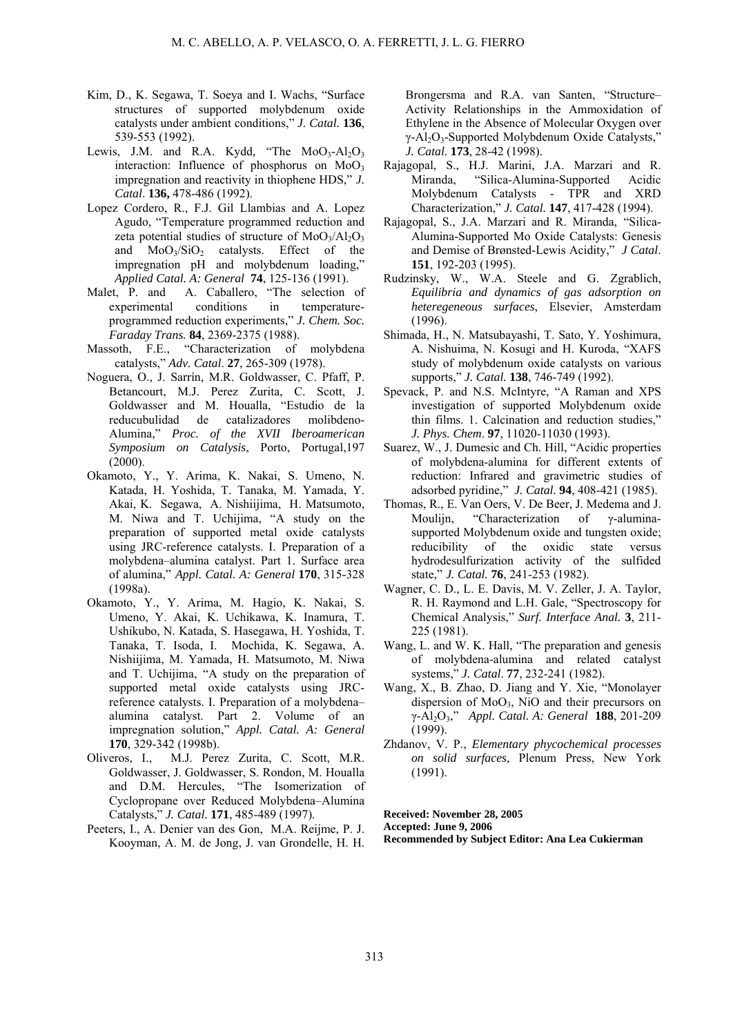Kim, D., K. Segawa, T. Soeya and I. Wachs, "Surface structures of supported molybdenum oxide catalysts under ambient conditions," *J. Catal.* **136**, 539-553 (1992).

Lewis, J.M. and R.A. Kydd, "The $MoO_3$-$Al_2O_3$ interaction: Influence of phosphorus on $MoO_3$ impregnation and reactivity in thiophene HDS," *J. Catal*. **136,** 478-486 (1992).

Lopez Cordero, R., F.J. Gil Llambias and A. Lopez Agudo, "Temperature programmed reduction and zeta potential studies of structure of $MoO_3/Al_2O_3$ and $MoO_3/SiO_2$ catalysts. Effect of the impregnation pH and molybdenum loading," *Applied Catal. A: General* **74**, 125-136 (1991).

Malet, P. and A. Caballero, "The selection of experimental conditions in temperature-programmed reduction experiments," *J. Chem. Soc. Faraday Trans.* **84**, 2369-2375 (1988).

Massoth, F.E., "Characterization of molybdena catalysts," *Adv. Catal*. **27**, 265-309 (1978).

Noguera, O., J. Sarrín, M.R. Goldwasser, C. Pfaff, P. Betancourt, M.J. Perez Zurita, C. Scott, J. Goldwasser and M. Houalla, "Estudio de la reducubulidad de catalizadores molibdeno-Alumina," *Proc. of the XVII Iberoamerican Symposium on Catalysis*, Porto, Portugal,197 (2000).

Okamoto, Y., Y. Arima, K. Nakai, S. Umeno, N. Katada, H. Yoshida, T. Tanaka, M. Yamada, Y. Akai, K. Segawa, A. Nishiijima, H. Matsumoto, M. Niwa and T. Uchijima, "A study on the preparation of supported metal oxide catalysts using JRC-reference catalysts. I. Preparation of a molybdena–alumina catalyst. Part 1. Surface area of alumina," *Appl. Catal. A: General* **170**, 315-328 (1998a).

Okamoto, Y., Y. Arima, M. Hagio, K. Nakai, S. Umeno, Y. Akai, K. Uchikawa, K. Inamura, T. Ushikubo, N. Katada, S. Hasegawa, H. Yoshida, T. Tanaka, T. Isoda, I. Mochida, K. Segawa, A. Nishiijima, M. Yamada, H. Matsumoto, M. Niwa and T. Uchijima, "A study on the preparation of supported metal oxide catalysts using JRC-reference catalysts. I. Preparation of a molybdena–alumina catalyst. Part 2. Volume of an impregnation solution," *Appl. Catal. A: General* **170**, 329-342 (1998b).

Oliveros, I., M.J. Perez Zurita, C. Scott, M.R. Goldwasser, J. Goldwasser, S. Rondon, M. Houalla and D.M. Hercules, "The Isomerization of Cyclopropane over Reduced Molybdena–Alumina Catalysts," *J. Catal.* **171**, 485-489 (1997).

Peeters, I., A. Denier van des Gon, M.A. Reijme, P. J. Kooyman, A. M. de Jong, J. van Grondelle, H. H. Brongersma and R.A. van Santen, "Structure–Activity Relationships in the Ammoxidation of Ethylene in the Absence of Molecular Oxygen over $\gamma$-$Al_2O_3$-Supported Molybdenum Oxide Catalysts," *J. Catal.* **173**, 28-42 (1998).

Rajagopal, S., H.J. Marini, J.A. Marzari and R. Miranda, "Silica-Alumina-Supported Acidic Molybdenum Catalysts - TPR and XRD Characterization," *J. Catal.* **147**, 417-428 (1994).

Rajagopal, S., J.A. Marzari and R. Miranda, "Silica-Alumina-Supported Mo Oxide Catalysts: Genesis and Demise of Brønsted-Lewis Acidity," *J Catal*. **151**, 192-203 (1995).

Rudzinsky, W., W.A. Steele and G. Zgrablich, *Equilibria and dynamics of gas adsorption on heteregeneous surfaces*, Elsevier, Amsterdam (1996).

Shimada, H., N. Matsubayashi, T. Sato, Y. Yoshimura, A. Nishuima, N. Kosugi and H. Kuroda, "XAFS study of molybdenum oxide catalysts on various supports," *J. Catal.* **138**, 746-749 (1992).

Spevack, P. and N.S. McIntyre, "A Raman and XPS investigation of supported Molybdenum oxide thin films. 1. Calcination and reduction studies," *J. Phys. Chem*. **97**, 11020-11030 (1993).

Suarez, W., J. Dumesic and Ch. Hill, "Acidic properties of molybdena-alumina for different extents of reduction: Infrared and gravimetric studies of adsorbed pyridine," *J. Catal.* **94**, 408-421 (1985).

Thomas, R., E. Van Oers, V. De Beer, J. Medema and J. Moulijn, "Characterization of $\gamma$-alumina-supported Molybdenum oxide and tungsten oxide; reducibility of the oxidic state versus hydrodesulfurization activity of the sulfided state," *J. Catal.* **76**, 241-253 (1982).

Wagner, C. D., L. E. Davis, M. V. Zeller, J. A. Taylor, R. H. Raymond and L.H. Gale, "Spectroscopy for Chemical Analysis," *Surf. Interface Anal.* **3**, 211-225 (1981).

Wang, L. and W. K. Hall, "The preparation and genesis of molybdena-alumina and related catalyst systems," *J. Catal*. **77**, 232-241 (1982).

Wang, X., B. Zhao, D. Jiang and Y. Xie, "Monolayer dispersion of $MoO_3$, NiO and their precursors on $\gamma$-$Al_2O_3$," *Appl. Catal. A: General* **188**, 201-209 (1999).

Zhdanov, V. P., *Elementary phycochemical processes on solid surfaces*, Plenum Press, New York (1991).

**Received: November 28, 2005**
**Accepted: June 9, 2006**
**Recommended by Subject Editor: Ana Lea Cukierman**